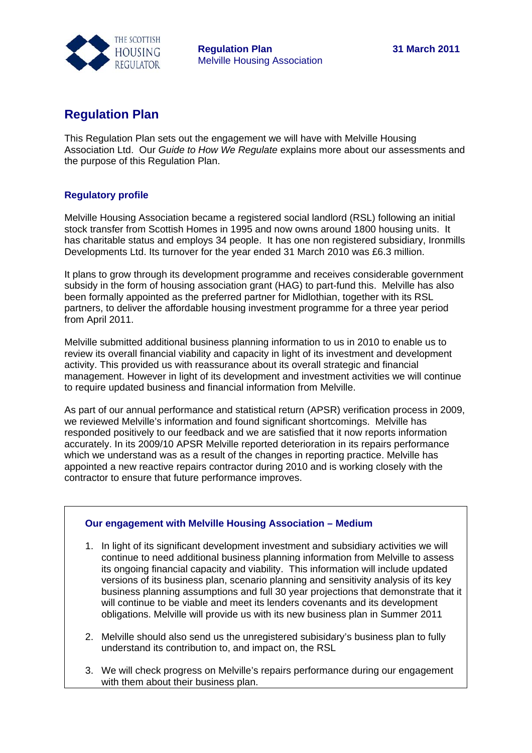# Regulation Plan

This Regulation Plan sets out the engagement we will have with Melville Housing Association Ltd. Our *Guide to How We Regulate* explains more about our assessments and the purpose of this Regulation Plan.

## Regulatory profile

Melville Housing Association became a registered social landlord (RSL) following an initial stock transfer from Scottish Homes in 1995 and now owns around 1800 housing units. It has charitable status and employs 34 people. It has one non registered subsidiary, Ironmills Developments Ltd. Its turnover for the year ended 31 March 2010 was £6.3 million.

It plans to grow through its development programme and receives considerable government subsidy in the form of housing association grant (HAG) to part-fund this. Melville has also been formally appointed as the preferred partner for Midlothian, together with its RSL partners, to deliver the affordable housing investment programme for a three year period from April 2011.

Melville submitted additional business planning information to us in 2010 to enable us to review its overall financial viability and capacity in light of its investment and development activity. This provided us with reassurance about its overall strategic and financial management. However in light of its development and investment activities we will continue to require updated business and financial information from Melville.

As part of our annual performance and statistical return (APSR) verification process in 2009, we reviewed Melville's information and found significant shortcomings. Melville has responded positively to our feedback and we are satisfied that it now reports information accurately. In its 2009/10 APSR Melville reported deterioration in its repairs performance which we understand was as a result of the changes in reporting practice. Melville has appointed a new reactive repairs contractor during 2010 and is working closely with the contractor to ensure that future performance improves.

### Our engagement with Melville Housing Association – Medium

1. In light of its significant development investment and subsidiary activities we will continue to need additional business planning information from Melville to assess its ongoing financial capacity and viability. This information will include updated versions of its business plan, scenario planning and sensitivity analysis of its key business planning assumptions and full 30 year projections that demonstrate that it will continue to be viable and meet its lenders covenants and its development obligations. Melville will provide us with its new business plan in Summer 2011

2. Melville should also send us the unregistered subisidary's business plan to fully understand its contribution to, and impact on, the RSL

3. We will check progress on Melville's repairs performance during our engagement with them about their business plan.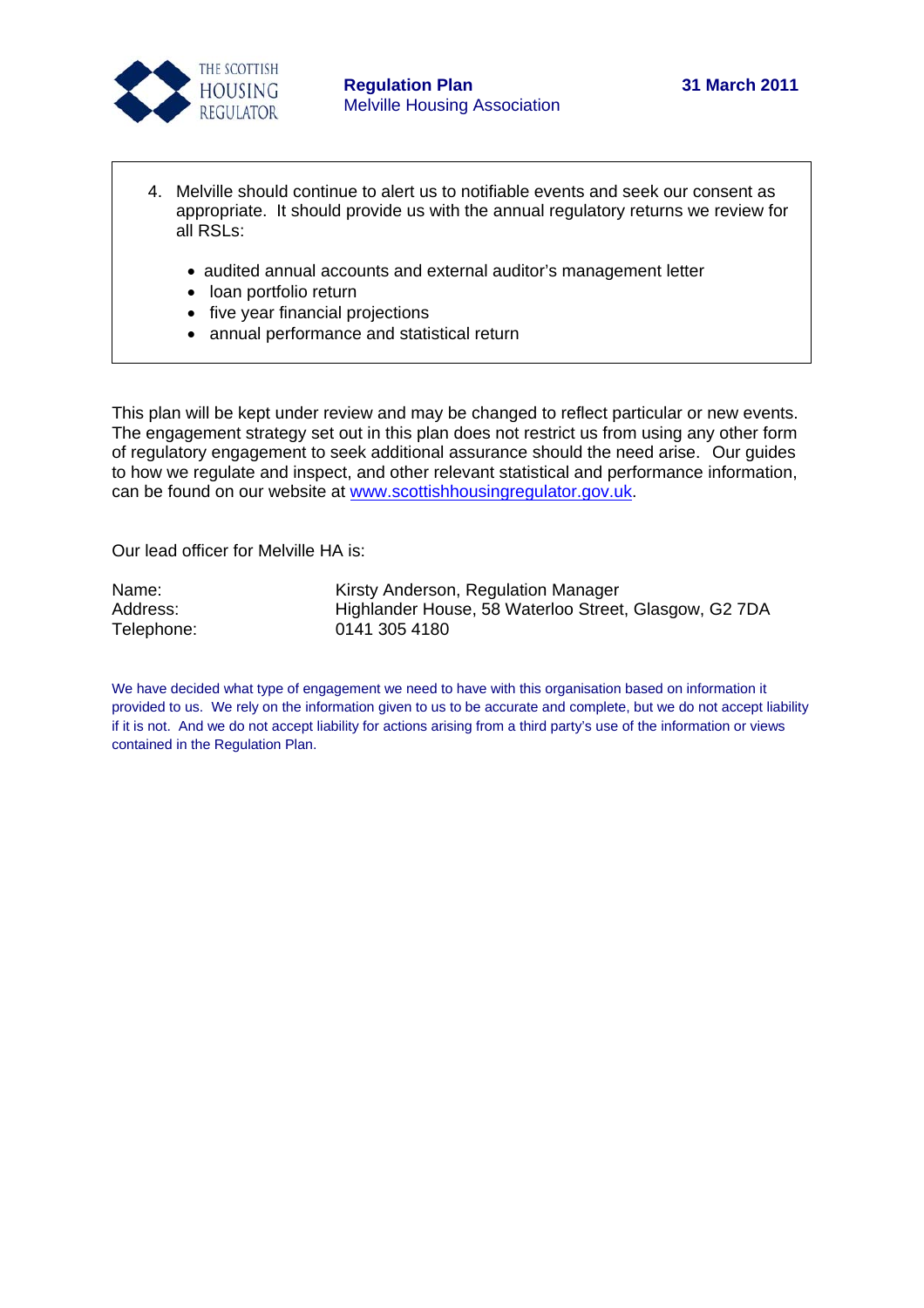4. Melville should continue to alert us to notifiable events and seek our consent as appropriate. It should provide us with the annual regulatory returns we review for all RSLs:

   - audited annual accounts and external auditor's management letter
   - loan portfolio return
   - five year financial projections
   - annual performance and statistical return

This plan will be kept under review and may be changed to reflect particular or new events. The engagement strategy set out in this plan does not restrict us from using any other form of regulatory engagement to seek additional assurance should the need arise. Our guides to how we regulate and inspect, and other relevant statistical and performance information, can be found on our website at www.scottishhousingregulator.gov.uk.

Our lead officer for Melville HA is:

| | |
|---|---|
| Name: | Kirsty Anderson, Regulation Manager |
| Address: | Highlander House, 58 Waterloo Street, Glasgow, G2 7DA |
| Telephone: | 0141 305 4180 |

We have decided what type of engagement we need to have with this organisation based on information it provided to us. We rely on the information given to us to be accurate and complete, but we do not accept liability if it is not. And we do not accept liability for actions arising from a third party's use of the information or views contained in the Regulation Plan.